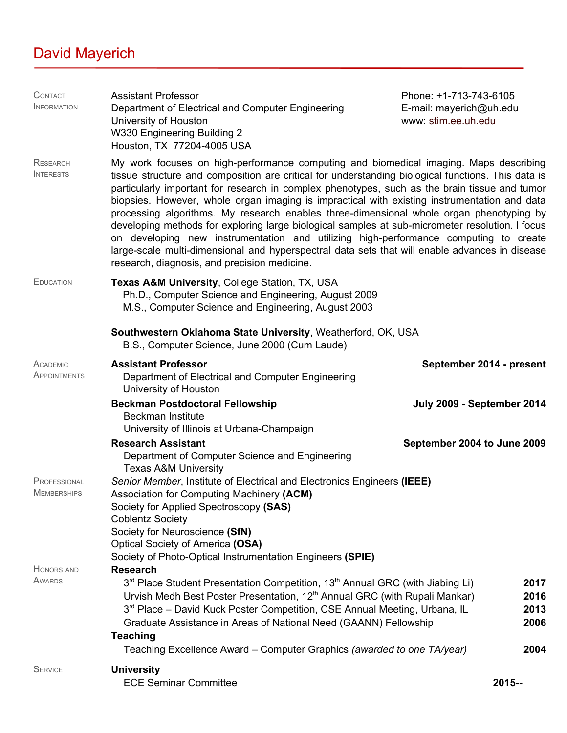# David Mayerich

## Contact Information

Assistant Professor
Department of Electrical and Computer Engineering
University of Houston
W330 Engineering Building 2
Houston, TX 77204-4005 USA

Phone: +1-713-743-6105
E-mail: mayerich@uh.edu
www: stim.ee.uh.edu

## Research Interests

My work focuses on high-performance computing and biomedical imaging. Maps describing tissue structure and composition are critical for understanding biological functions. This data is particularly important for research in complex phenotypes, such as the brain tissue and tumor biopsies. However, whole organ imaging is impractical with existing instrumentation and data processing algorithms. My research enables three-dimensional whole organ phenotyping by developing methods for exploring large biological samples at sub-micrometer resolution. I focus on developing new instrumentation and utilizing high-performance computing to create large-scale multi-dimensional and hyperspectral data sets that will enable advances in disease research, diagnosis, and precision medicine.

## Education

**Texas A&M University**, College Station, TX, USA
- Ph.D., Computer Science and Engineering, August 2009
- M.S., Computer Science and Engineering, August 2003

**Southwestern Oklahoma State University**, Weatherford, OK, USA
- B.S., Computer Science, June 2000 (Cum Laude)

## Academic Appointments

**Assistant Professor** — **September 2014 - present**
Department of Electrical and Computer Engineering
University of Houston

**Beckman Postdoctoral Fellowship** — **July 2009 - September 2014**
Beckman Institute
University of Illinois at Urbana-Champaign

**Research Assistant** — **September 2004 to June 2009**
Department of Computer Science and Engineering
Texas A&M University

## Professional Memberships

*Senior Member*, Institute of Electrical and Electronics Engineers **(IEEE)**
Association for Computing Machinery **(ACM)**
Society for Applied Spectroscopy **(SAS)**
Coblentz Society
Society for Neuroscience **(SfN)**
Optical Society of America **(OSA)**
Society of Photo-Optical Instrumentation Engineers **(SPIE)**

## Honors and Awards

**Research**
- 3rd Place Student Presentation Competition, 13th Annual GRC (with Jiabing Li) — **2017**
- Urvish Medh Best Poster Presentation, 12th Annual GRC (with Rupali Mankar) — **2016**
- 3rd Place – David Kuck Poster Competition, CSE Annual Meeting, Urbana, IL — **2013**
- Graduate Assistance in Areas of National Need (GAANN) Fellowship — **2006**

**Teaching**
- Teaching Excellence Award – Computer Graphics *(awarded to one TA/year)* — **2004**

## Service

**University**
- ECE Seminar Committee — **2015--**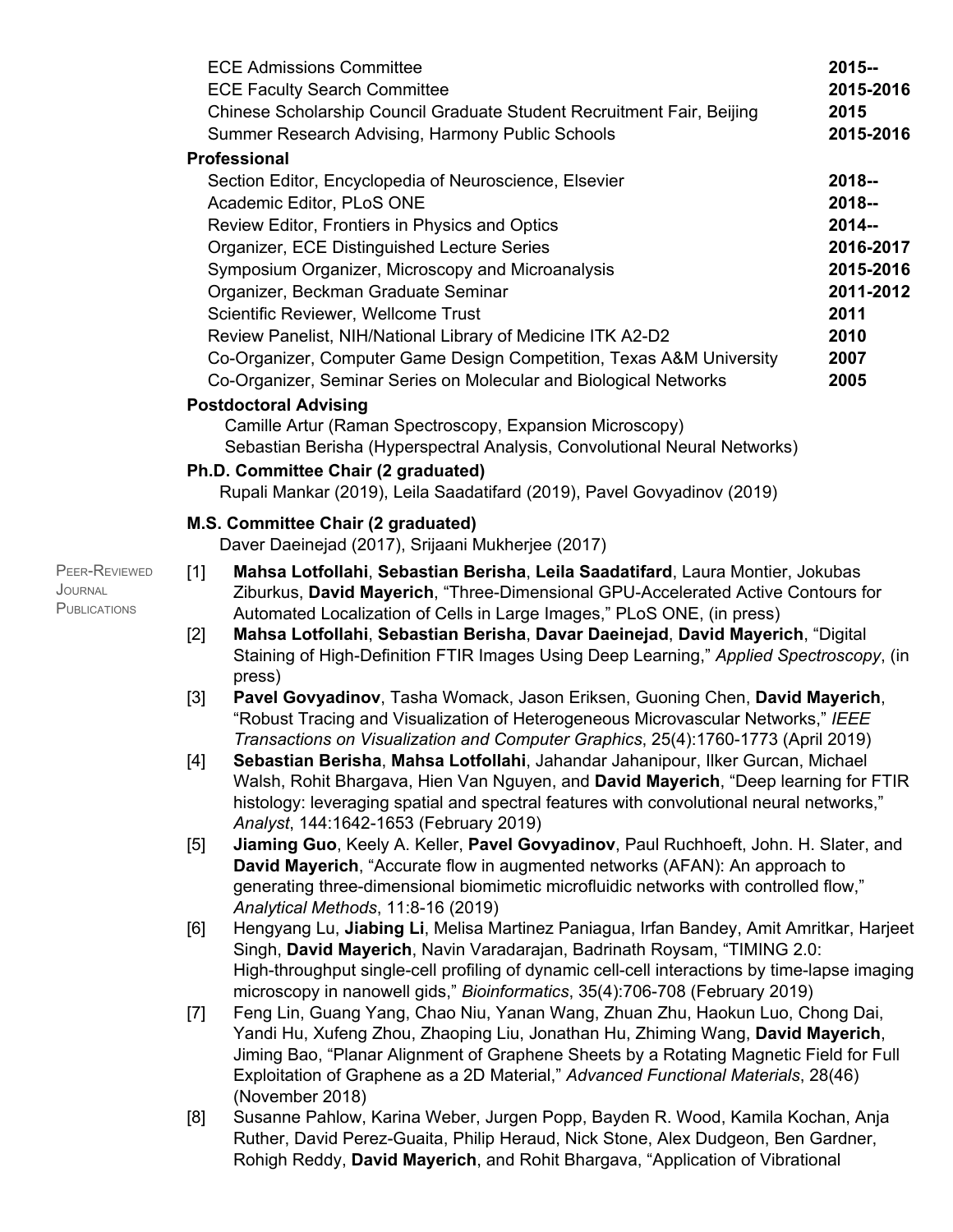| | |
|---|---|
| ECE Admissions Committee | **2015--** |
| ECE Faculty Search Committee | **2015-2016** |
| Chinese Scholarship Council Graduate Student Recruitment Fair, Beijing | **2015** |
| Summer Research Advising, Harmony Public Schools | **2015-2016** |

**Professional**

| | |
|---|---|
| Section Editor, Encyclopedia of Neuroscience, Elsevier | **2018--** |
| Academic Editor, PLoS ONE | **2018--** |
| Review Editor, Frontiers in Physics and Optics | **2014--** |
| Organizer, ECE Distinguished Lecture Series | **2016-2017** |
| Symposium Organizer, Microscopy and Microanalysis | **2015-2016** |
| Organizer, Beckman Graduate Seminar | **2011-2012** |
| Scientific Reviewer, Wellcome Trust | **2011** |
| Review Panelist, NIH/National Library of Medicine ITK A2-D2 | **2010** |
| Co-Organizer, Computer Game Design Competition, Texas A&M University | **2007** |
| Co-Organizer, Seminar Series on Molecular and Biological Networks | **2005** |

**Postdoctoral Advising**

Camille Artur (Raman Spectroscopy, Expansion Microscopy)
Sebastian Berisha (Hyperspectral Analysis, Convolutional Neural Networks)

**Ph.D. Committee Chair (2 graduated)**

Rupali Mankar (2019), Leila Saadatifard (2019), Pavel Govyadinov (2019)

**M.S. Committee Chair (2 graduated)**

Daver Daeinejad (2017), Srijaani Mukherjee (2017)

## PEER-REVIEWED JOURNAL PUBLICATIONS

[1] **Mahsa Lotfollahi**, **Sebastian Berisha**, **Leila Saadatifard**, Laura Montier, Jokubas Ziburkus, **David Mayerich**, "Three-Dimensional GPU-Accelerated Active Contours for Automated Localization of Cells in Large Images," PLoS ONE, (in press)

[2] **Mahsa Lotfollahi**, **Sebastian Berisha**, **Davar Daeinejad**, **David Mayerich**, "Digital Staining of High-Definition FTIR Images Using Deep Learning," *Applied Spectroscopy*, (in press)

[3] **Pavel Govyadinov**, Tasha Womack, Jason Eriksen, Guoning Chen, **David Mayerich**, "Robust Tracing and Visualization of Heterogeneous Microvascular Networks," *IEEE Transactions on Visualization and Computer Graphics*, 25(4):1760-1773 (April 2019)

[4] **Sebastian Berisha**, **Mahsa Lotfollahi**, Jahandar Jahanipour, Ilker Gurcan, Michael Walsh, Rohit Bhargava, Hien Van Nguyen, and **David Mayerich**, "Deep learning for FTIR histology: leveraging spatial and spectral features with convolutional neural networks," *Analyst*, 144:1642-1653 (February 2019)

[5] **Jiaming Guo**, Keely A. Keller, **Pavel Govyadinov**, Paul Ruchhoeft, John. H. Slater, and **David Mayerich**, "Accurate flow in augmented networks (AFAN): An approach to generating three-dimensional biomimetic microfluidic networks with controlled flow," *Analytical Methods*, 11:8-16 (2019)

[6] Hengyang Lu, **Jiabing Li**, Melisa Martinez Paniagua, Irfan Bandey, Amit Amritkar, Harjeet Singh, **David Mayerich**, Navin Varadarajan, Badrinath Roysam, "TIMING 2.0: High-throughput single-cell profiling of dynamic cell-cell interactions by time-lapse imaging microscopy in nanowell gids," *Bioinformatics*, 35(4):706-708 (February 2019)

[7] Feng Lin, Guang Yang, Chao Niu, Yanan Wang, Zhuan Zhu, Haokun Luo, Chong Dai, Yandi Hu, Xufeng Zhou, Zhaoping Liu, Jonathan Hu, Zhiming Wang, **David Mayerich**, Jiming Bao, "Planar Alignment of Graphene Sheets by a Rotating Magnetic Field for Full Exploitation of Graphene as a 2D Material," *Advanced Functional Materials*, 28(46) (November 2018)

[8] Susanne Pahlow, Karina Weber, Jurgen Popp, Bayden R. Wood, Kamila Kochan, Anja Ruther, David Perez-Guaita, Philip Heraud, Nick Stone, Alex Dudgeon, Ben Gardner, Rohigh Reddy, **David Mayerich**, and Rohit Bhargava, "Application of Vibrational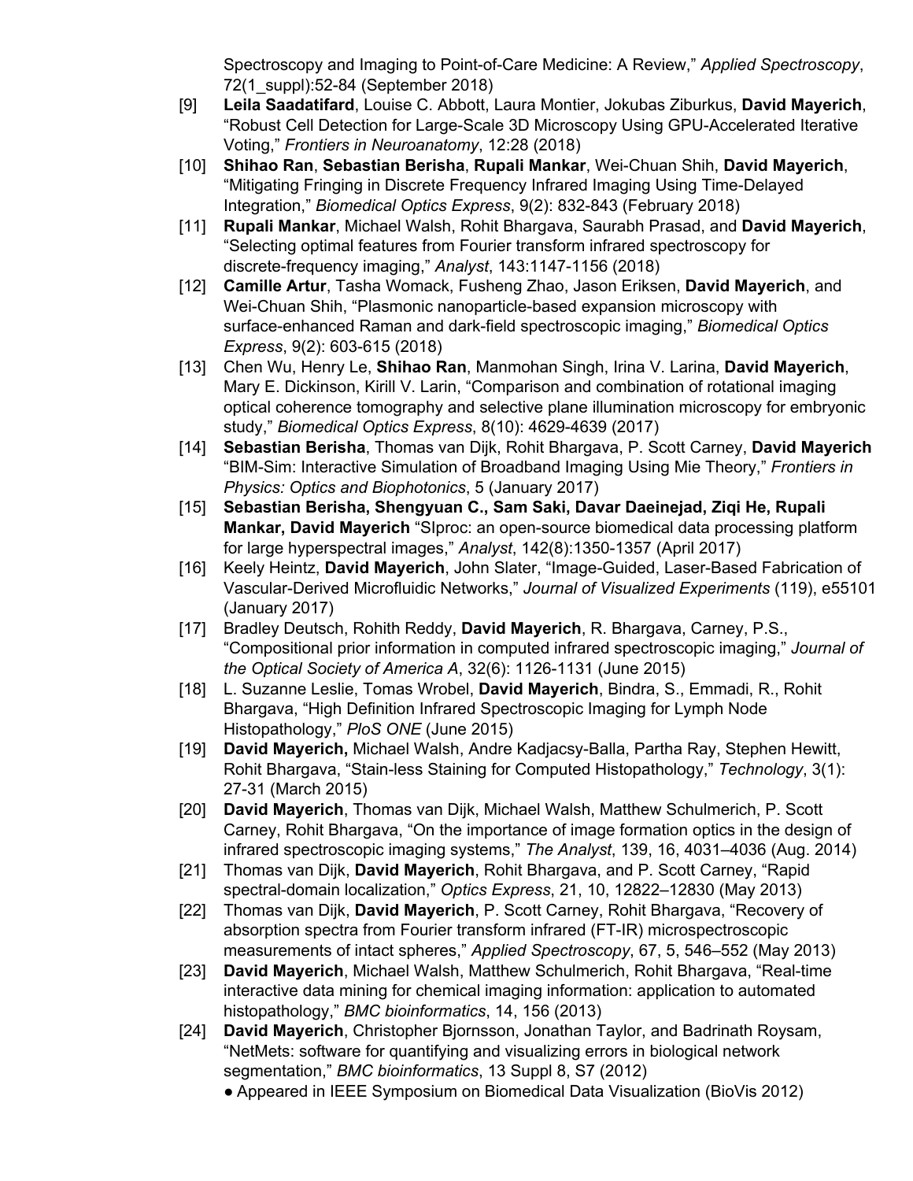Spectroscopy and Imaging to Point-of-Care Medicine: A Review," *Applied Spectroscopy*, 72(1_suppl):52-84 (September 2018)

[9] **Leila Saadatifard**, Louise C. Abbott, Laura Montier, Jokubas Ziburkus, **David Mayerich**, "Robust Cell Detection for Large-Scale 3D Microscopy Using GPU-Accelerated Iterative Voting," *Frontiers in Neuroanatomy*, 12:28 (2018)

[10] **Shihao Ran**, **Sebastian Berisha**, **Rupali Mankar**, Wei-Chuan Shih, **David Mayerich**, "Mitigating Fringing in Discrete Frequency Infrared Imaging Using Time-Delayed Integration," *Biomedical Optics Express*, 9(2): 832-843 (February 2018)

[11] **Rupali Mankar**, Michael Walsh, Rohit Bhargava, Saurabh Prasad, and **David Mayerich**, "Selecting optimal features from Fourier transform infrared spectroscopy for discrete-frequency imaging," *Analyst*, 143:1147-1156 (2018)

[12] **Camille Artur**, Tasha Womack, Fusheng Zhao, Jason Eriksen, **David Mayerich**, and Wei-Chuan Shih, "Plasmonic nanoparticle-based expansion microscopy with surface-enhanced Raman and dark-field spectroscopic imaging," *Biomedical Optics Express*, 9(2): 603-615 (2018)

[13] Chen Wu, Henry Le, **Shihao Ran**, Manmohan Singh, Irina V. Larina, **David Mayerich**, Mary E. Dickinson, Kirill V. Larin, "Comparison and combination of rotational imaging optical coherence tomography and selective plane illumination microscopy for embryonic study," *Biomedical Optics Express*, 8(10): 4629-4639 (2017)

[14] **Sebastian Berisha**, Thomas van Dijk, Rohit Bhargava, P. Scott Carney, **David Mayerich** "BIM-Sim: Interactive Simulation of Broadband Imaging Using Mie Theory," *Frontiers in Physics: Optics and Biophotonics*, 5 (January 2017)

[15] **Sebastian Berisha, Shengyuan C., Sam Saki, Davar Daeinejad, Ziqi He, Rupali Mankar, David Mayerich** "SIproc: an open-source biomedical data processing platform for large hyperspectral images," *Analyst*, 142(8):1350-1357 (April 2017)

[16] Keely Heintz, **David Mayerich**, John Slater, "Image-Guided, Laser-Based Fabrication of Vascular-Derived Microfluidic Networks," *Journal of Visualized Experiments* (119), e55101 (January 2017)

[17] Bradley Deutsch, Rohith Reddy, **David Mayerich**, R. Bhargava, Carney, P.S., "Compositional prior information in computed infrared spectroscopic imaging," *Journal of the Optical Society of America A*, 32(6): 1126-1131 (June 2015)

[18] L. Suzanne Leslie, Tomas Wrobel, **David Mayerich**, Bindra, S., Emmadi, R., Rohit Bhargava, "High Definition Infrared Spectroscopic Imaging for Lymph Node Histopathology," *PloS ONE* (June 2015)

[19] **David Mayerich,** Michael Walsh, Andre Kadjacsy-Balla, Partha Ray, Stephen Hewitt, Rohit Bhargava, "Stain-less Staining for Computed Histopathology," *Technology*, 3(1): 27-31 (March 2015)

[20] **David Mayerich**, Thomas van Dijk, Michael Walsh, Matthew Schulmerich, P. Scott Carney, Rohit Bhargava, "On the importance of image formation optics in the design of infrared spectroscopic imaging systems," *The Analyst*, 139, 16, 4031–4036 (Aug. 2014)

[21] Thomas van Dijk, **David Mayerich**, Rohit Bhargava, and P. Scott Carney, "Rapid spectral-domain localization," *Optics Express*, 21, 10, 12822–12830 (May 2013)

[22] Thomas van Dijk, **David Mayerich**, P. Scott Carney, Rohit Bhargava, "Recovery of absorption spectra from Fourier transform infrared (FT-IR) microspectroscopic measurements of intact spheres," *Applied Spectroscopy*, 67, 5, 546–552 (May 2013)

[23] **David Mayerich**, Michael Walsh, Matthew Schulmerich, Rohit Bhargava, "Real-time interactive data mining for chemical imaging information: application to automated histopathology," *BMC bioinformatics*, 14, 156 (2013)

[24] **David Mayerich**, Christopher Bjornsson, Jonathan Taylor, and Badrinath Roysam, "NetMets: software for quantifying and visualizing errors in biological network segmentation," *BMC bioinformatics*, 13 Suppl 8, S7 (2012)
- Appeared in IEEE Symposium on Biomedical Data Visualization (BioVis 2012)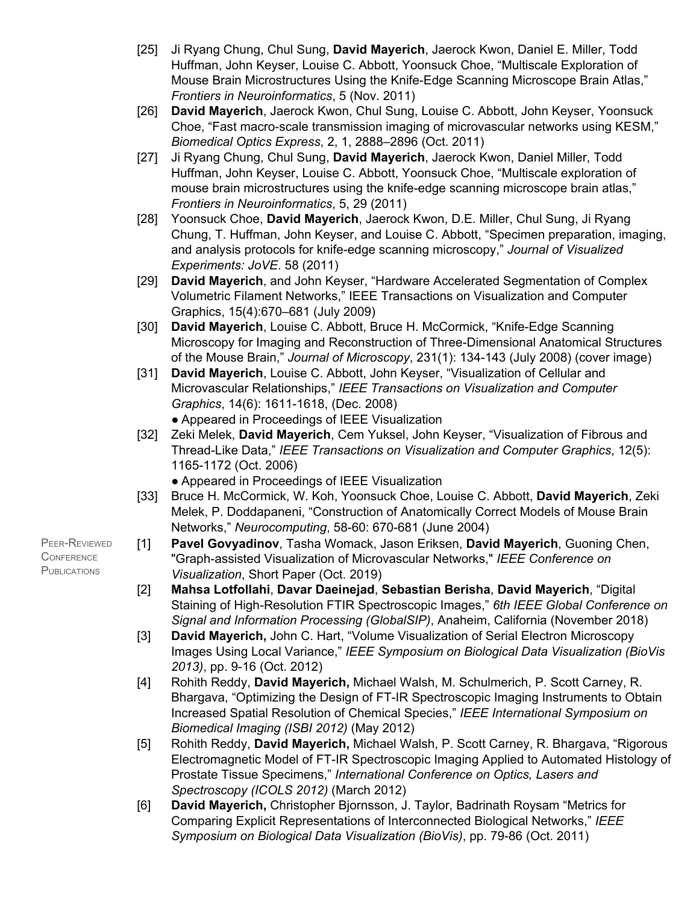[25] Ji Ryang Chung, Chul Sung, **David Mayerich**, Jaerock Kwon, Daniel E. Miller, Todd Huffman, John Keyser, Louise C. Abbott, Yoonsuck Choe, "Multiscale Exploration of Mouse Brain Microstructures Using the Knife-Edge Scanning Microscope Brain Atlas," *Frontiers in Neuroinformatics*, 5 (Nov. 2011)

[26] **David Mayerich**, Jaerock Kwon, Chul Sung, Louise C. Abbott, John Keyser, Yoonsuck Choe, "Fast macro-scale transmission imaging of microvascular networks using KESM," *Biomedical Optics Express*, 2, 1, 2888–2896 (Oct. 2011)

[27] Ji Ryang Chung, Chul Sung, **David Mayerich**, Jaerock Kwon, Daniel Miller, Todd Huffman, John Keyser, Louise C. Abbott, Yoonsuck Choe, "Multiscale exploration of mouse brain microstructures using the knife-edge scanning microscope brain atlas," *Frontiers in Neuroinformatics*, 5, 29 (2011)

[28] Yoonsuck Choe, **David Mayerich**, Jaerock Kwon, D.E. Miller, Chul Sung, Ji Ryang Chung, T. Huffman, John Keyser, and Louise C. Abbott, "Specimen preparation, imaging, and analysis protocols for knife-edge scanning microscopy," *Journal of Visualized Experiments: JoVE*. 58 (2011)

[29] **David Mayerich**, and John Keyser, "Hardware Accelerated Segmentation of Complex Volumetric Filament Networks," IEEE Transactions on Visualization and Computer Graphics, 15(4):670–681 (July 2009)

[30] **David Mayerich**, Louise C. Abbott, Bruce H. McCormick, "Knife-Edge Scanning Microscopy for Imaging and Reconstruction of Three-Dimensional Anatomical Structures of the Mouse Brain," *Journal of Microscopy*, 231(1): 134-143 (July 2008) (cover image)

[31] **David Mayerich**, Louise C. Abbott, John Keyser, "Visualization of Cellular and Microvascular Relationships," *IEEE Transactions on Visualization and Computer Graphics*, 14(6): 1611-1618, (Dec. 2008)
- Appeared in Proceedings of IEEE Visualization

[32] Zeki Melek, **David Mayerich**, Cem Yuksel, John Keyser, "Visualization of Fibrous and Thread-Like Data," *IEEE Transactions on Visualization and Computer Graphics*, 12(5): 1165-1172 (Oct. 2006)
- Appeared in Proceedings of IEEE Visualization

[33] Bruce H. McCormick, W. Koh, Yoonsuck Choe, Louise C. Abbott, **David Mayerich**, Zeki Melek, P. Doddapaneni, "Construction of Anatomically Correct Models of Mouse Brain Networks," *Neurocomputing*, 58-60: 670-681 (June 2004)

## Peer-Reviewed Conference Publications

[1] **Pavel Govyadinov**, Tasha Womack, Jason Eriksen, **David Mayerich**, Guoning Chen, "Graph-assisted Visualization of Microvascular Networks," *IEEE Conference on Visualization*, Short Paper (Oct. 2019)

[2] **Mahsa Lotfollahi**, **Davar Daeinejad**, **Sebastian Berisha**, **David Mayerich**, "Digital Staining of High-Resolution FTIR Spectroscopic Images," *6th IEEE Global Conference on Signal and Information Processing (GlobalSIP)*, Anaheim, California (November 2018)

[3] **David Mayerich,** John C. Hart, "Volume Visualization of Serial Electron Microscopy Images Using Local Variance," *IEEE Symposium on Biological Data Visualization (BioVis 2013)*, pp. 9-16 (Oct. 2012)

[4] Rohith Reddy, **David Mayerich,** Michael Walsh, M. Schulmerich, P. Scott Carney, R. Bhargava, "Optimizing the Design of FT-IR Spectroscopic Imaging Instruments to Obtain Increased Spatial Resolution of Chemical Species," *IEEE International Symposium on Biomedical Imaging (ISBI 2012)* (May 2012)

[5] Rohith Reddy, **David Mayerich,** Michael Walsh, P. Scott Carney, R. Bhargava, "Rigorous Electromagnetic Model of FT-IR Spectroscopic Imaging Applied to Automated Histology of Prostate Tissue Specimens," *International Conference on Optics, Lasers and Spectroscopy (ICOLS 2012)* (March 2012)

[6] **David Mayerich,** Christopher Bjornsson, J. Taylor, Badrinath Roysam "Metrics for Comparing Explicit Representations of Interconnected Biological Networks," *IEEE Symposium on Biological Data Visualization (BioVis)*, pp. 79-86 (Oct. 2011)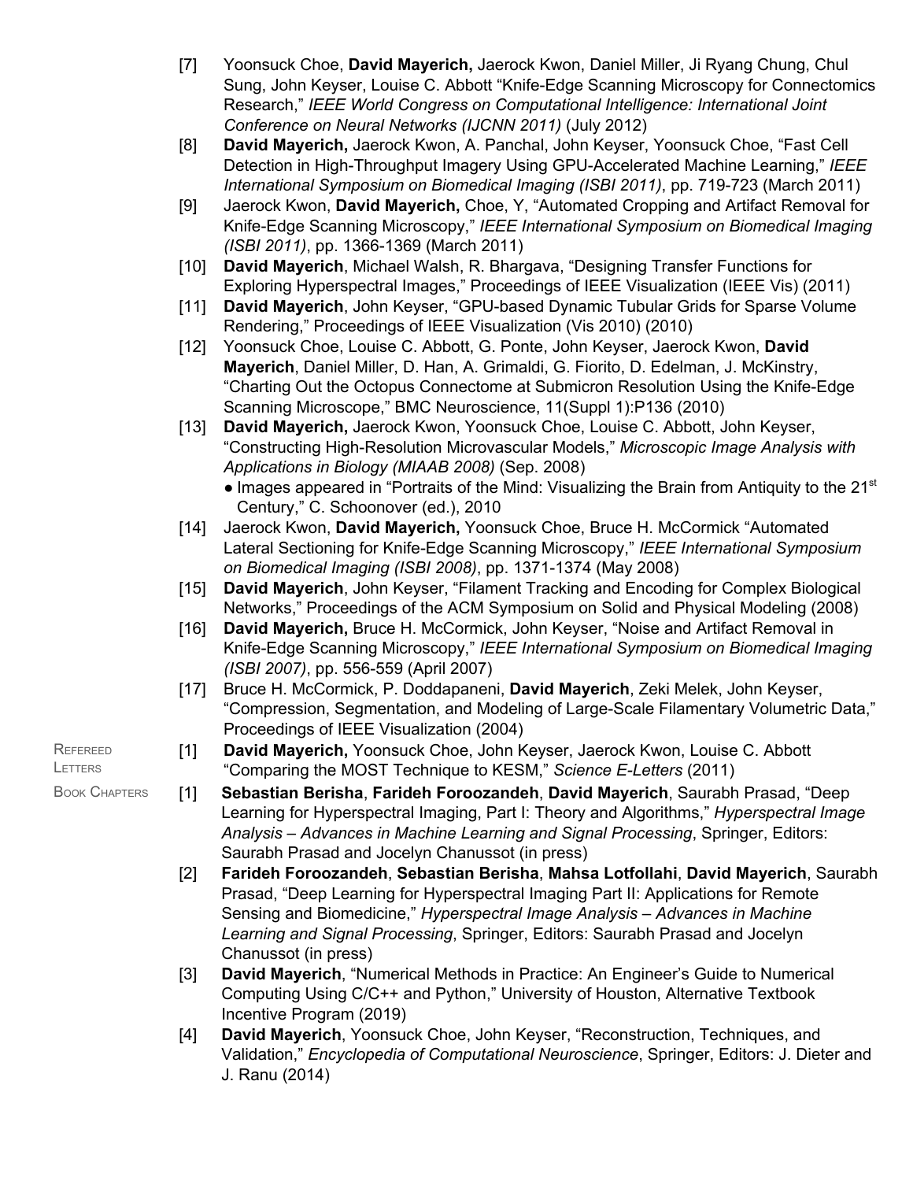[7] Yoonsuck Choe, **David Mayerich,** Jaerock Kwon, Daniel Miller, Ji Ryang Chung, Chul Sung, John Keyser, Louise C. Abbott "Knife-Edge Scanning Microscopy for Connectomics Research," *IEEE World Congress on Computational Intelligence: International Joint Conference on Neural Networks (IJCNN 2011)* (July 2012)

[8] **David Mayerich,** Jaerock Kwon, A. Panchal, John Keyser, Yoonsuck Choe, "Fast Cell Detection in High-Throughput Imagery Using GPU-Accelerated Machine Learning," *IEEE International Symposium on Biomedical Imaging (ISBI 2011)*, pp. 719-723 (March 2011)

[9] Jaerock Kwon, **David Mayerich,** Choe, Y, "Automated Cropping and Artifact Removal for Knife-Edge Scanning Microscopy," *IEEE International Symposium on Biomedical Imaging (ISBI 2011)*, pp. 1366-1369 (March 2011)

[10] **David Mayerich**, Michael Walsh, R. Bhargava, "Designing Transfer Functions for Exploring Hyperspectral Images," Proceedings of IEEE Visualization (IEEE Vis) (2011)

[11] **David Mayerich**, John Keyser, "GPU-based Dynamic Tubular Grids for Sparse Volume Rendering," Proceedings of IEEE Visualization (Vis 2010) (2010)

[12] Yoonsuck Choe, Louise C. Abbott, G. Ponte, John Keyser, Jaerock Kwon, **David Mayerich**, Daniel Miller, D. Han, A. Grimaldi, G. Fiorito, D. Edelman, J. McKinstry, "Charting Out the Octopus Connectome at Submicron Resolution Using the Knife-Edge Scanning Microscope," BMC Neuroscience, 11(Suppl 1):P136 (2010)

[13] **David Mayerich,** Jaerock Kwon, Yoonsuck Choe, Louise C. Abbott, John Keyser, "Constructing High-Resolution Microvascular Models," *Microscopic Image Analysis with Applications in Biology (MIAAB 2008)* (Sep. 2008)
- Images appeared in "Portraits of the Mind: Visualizing the Brain from Antiquity to the 21st Century," C. Schoonover (ed.), 2010

[14] Jaerock Kwon, **David Mayerich,** Yoonsuck Choe, Bruce H. McCormick "Automated Lateral Sectioning for Knife-Edge Scanning Microscopy," *IEEE International Symposium on Biomedical Imaging (ISBI 2008)*, pp. 1371-1374 (May 2008)

[15] **David Mayerich**, John Keyser, "Filament Tracking and Encoding for Complex Biological Networks," Proceedings of the ACM Symposium on Solid and Physical Modeling (2008)

[16] **David Mayerich,** Bruce H. McCormick, John Keyser, "Noise and Artifact Removal in Knife-Edge Scanning Microscopy," *IEEE International Symposium on Biomedical Imaging (ISBI 2007)*, pp. 556-559 (April 2007)

[17] Bruce H. McCormick, P. Doddapaneni, **David Mayerich**, Zeki Melek, John Keyser, "Compression, Segmentation, and Modeling of Large-Scale Filamentary Volumetric Data," Proceedings of IEEE Visualization (2004)

## Refereed Letters

[1] **David Mayerich,** Yoonsuck Choe, John Keyser, Jaerock Kwon, Louise C. Abbott "Comparing the MOST Technique to KESM," *Science E-Letters* (2011)

## Book Chapters

[1] **Sebastian Berisha**, **Farideh Foroozandeh**, **David Mayerich**, Saurabh Prasad, "Deep Learning for Hyperspectral Imaging, Part I: Theory and Algorithms," *Hyperspectral Image Analysis – Advances in Machine Learning and Signal Processing*, Springer, Editors: Saurabh Prasad and Jocelyn Chanussot (in press)

[2] **Farideh Foroozandeh**, **Sebastian Berisha**, **Mahsa Lotfollahi**, **David Mayerich**, Saurabh Prasad, "Deep Learning for Hyperspectral Imaging Part II: Applications for Remote Sensing and Biomedicine," *Hyperspectral Image Analysis – Advances in Machine Learning and Signal Processing*, Springer, Editors: Saurabh Prasad and Jocelyn Chanussot (in press)

[3] **David Mayerich**, "Numerical Methods in Practice: An Engineer's Guide to Numerical Computing Using C/C++ and Python," University of Houston, Alternative Textbook Incentive Program (2019)

[4] **David Mayerich**, Yoonsuck Choe, John Keyser, "Reconstruction, Techniques, and Validation," *Encyclopedia of Computational Neuroscience*, Springer, Editors: J. Dieter and J. Ranu (2014)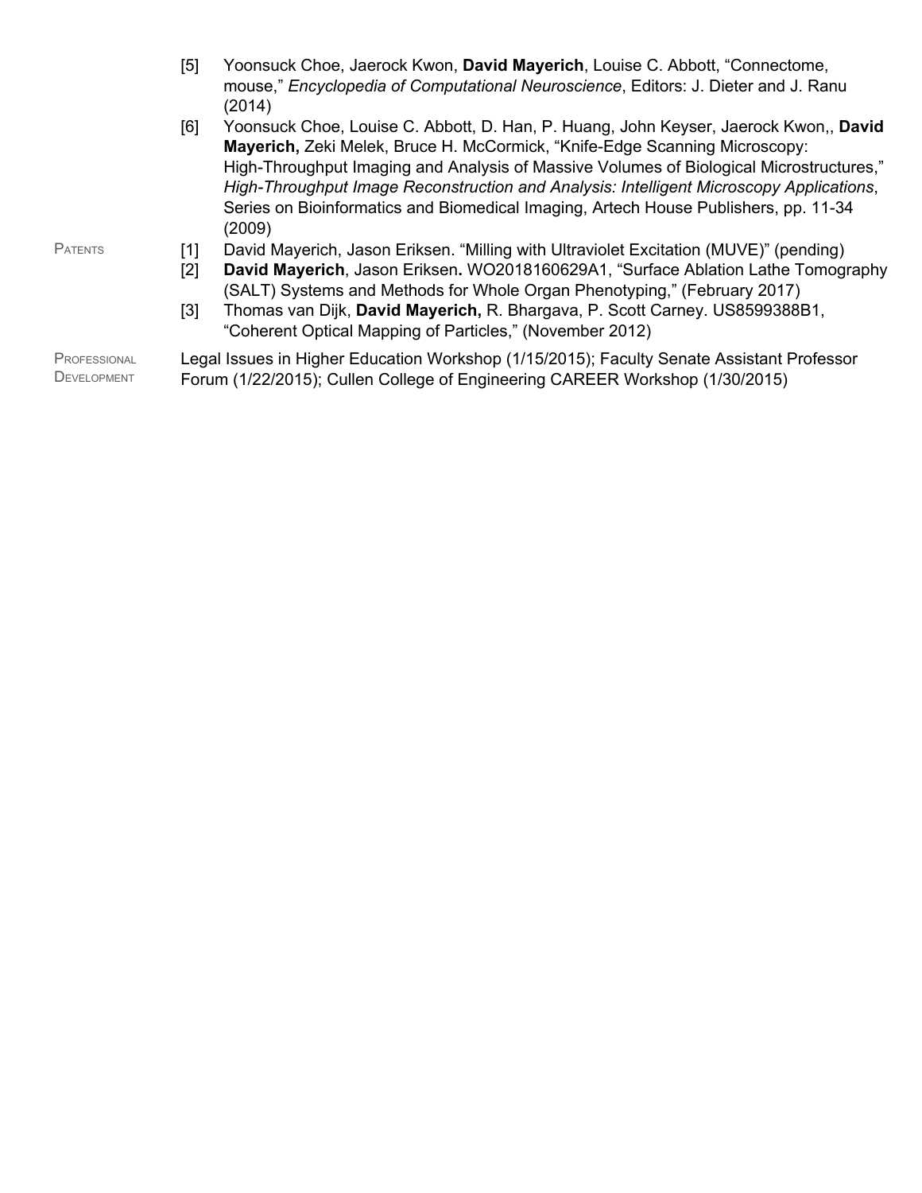[5] Yoonsuck Choe, Jaerock Kwon, **David Mayerich**, Louise C. Abbott, "Connectome, mouse," *Encyclopedia of Computational Neuroscience*, Editors: J. Dieter and J. Ranu (2014)

[6] Yoonsuck Choe, Louise C. Abbott, D. Han, P. Huang, John Keyser, Jaerock Kwon,, **David Mayerich,** Zeki Melek, Bruce H. McCormick, "Knife-Edge Scanning Microscopy: High-Throughput Imaging and Analysis of Massive Volumes of Biological Microstructures," *High-Throughput Image Reconstruction and Analysis: Intelligent Microscopy Applications*, Series on Bioinformatics and Biomedical Imaging, Artech House Publishers, pp. 11-34 (2009)

## Patents

[1] David Mayerich, Jason Eriksen. "Milling with Ultraviolet Excitation (MUVE)" (pending)

[2] **David Mayerich**, Jason Eriksen**.** WO2018160629A1, "Surface Ablation Lathe Tomography (SALT) Systems and Methods for Whole Organ Phenotyping," (February 2017)

[3] Thomas van Dijk, **David Mayerich,** R. Bhargava, P. Scott Carney. US8599388B1, "Coherent Optical Mapping of Particles," (November 2012)

## Professional Development

Legal Issues in Higher Education Workshop (1/15/2015); Faculty Senate Assistant Professor Forum (1/22/2015); Cullen College of Engineering CAREER Workshop (1/30/2015)